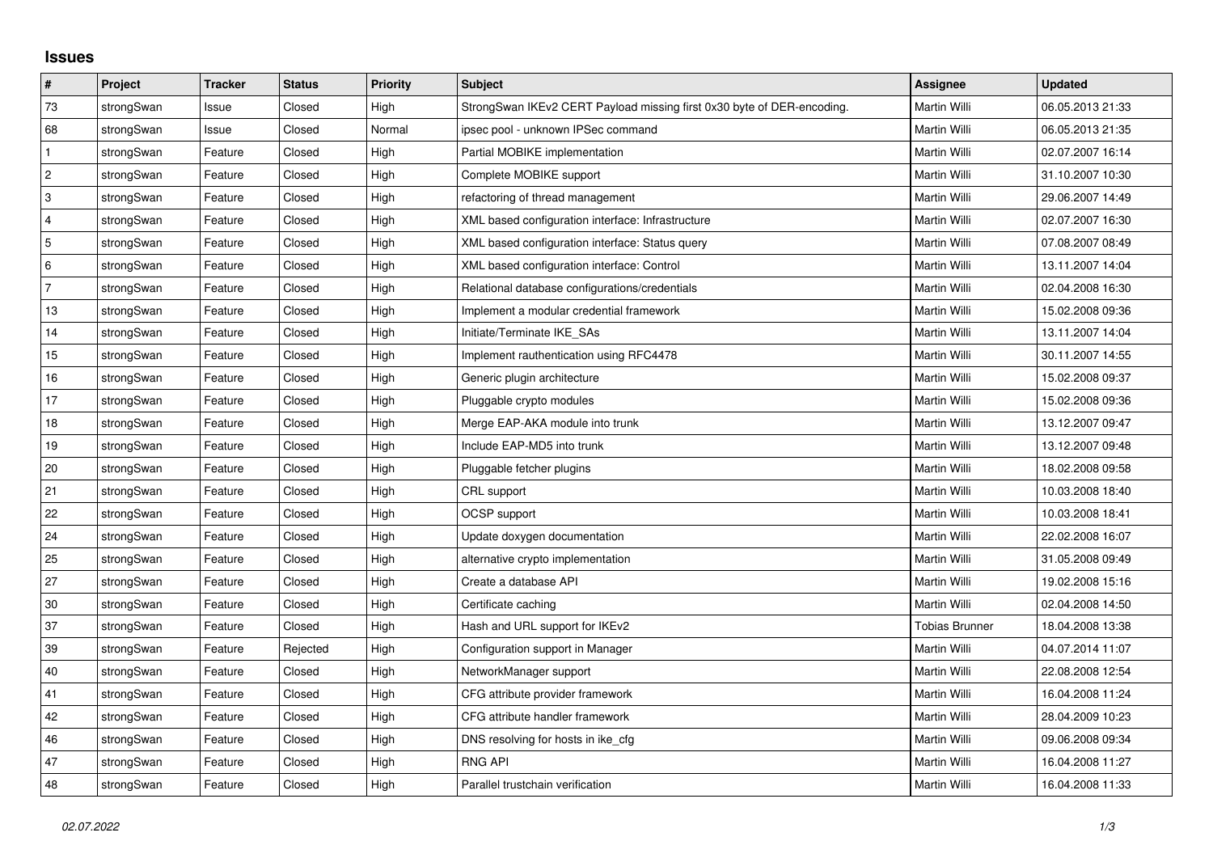# Issues

| # | Project | Tracker | Status | Priority | Subject | Assignee | Updated |
|---|---|---|---|---|---|---|---|
| 73 | strongSwan | Issue | Closed | High | StrongSwan IKEv2 CERT Payload missing first 0x30 byte of DER-encoding. | Martin Willi | 06.05.2013 21:33 |
| 68 | strongSwan | Issue | Closed | Normal | ipsec pool - unknown IPSec command | Martin Willi | 06.05.2013 21:35 |
| 1 | strongSwan | Feature | Closed | High | Partial MOBIKE implementation | Martin Willi | 02.07.2007 16:14 |
| 2 | strongSwan | Feature | Closed | High | Complete MOBIKE support | Martin Willi | 31.10.2007 10:30 |
| 3 | strongSwan | Feature | Closed | High | refactoring of thread management | Martin Willi | 29.06.2007 14:49 |
| 4 | strongSwan | Feature | Closed | High | XML based configuration interface: Infrastructure | Martin Willi | 02.07.2007 16:30 |
| 5 | strongSwan | Feature | Closed | High | XML based configuration interface: Status query | Martin Willi | 07.08.2007 08:49 |
| 6 | strongSwan | Feature | Closed | High | XML based configuration interface: Control | Martin Willi | 13.11.2007 14:04 |
| 7 | strongSwan | Feature | Closed | High | Relational database configurations/credentials | Martin Willi | 02.04.2008 16:30 |
| 13 | strongSwan | Feature | Closed | High | Implement a modular credential framework | Martin Willi | 15.02.2008 09:36 |
| 14 | strongSwan | Feature | Closed | High | Initiate/Terminate IKE_SAs | Martin Willi | 13.11.2007 14:04 |
| 15 | strongSwan | Feature | Closed | High | Implement rauthentication using RFC4478 | Martin Willi | 30.11.2007 14:55 |
| 16 | strongSwan | Feature | Closed | High | Generic plugin architecture | Martin Willi | 15.02.2008 09:37 |
| 17 | strongSwan | Feature | Closed | High | Pluggable crypto modules | Martin Willi | 15.02.2008 09:36 |
| 18 | strongSwan | Feature | Closed | High | Merge EAP-AKA module into trunk | Martin Willi | 13.12.2007 09:47 |
| 19 | strongSwan | Feature | Closed | High | Include EAP-MD5 into trunk | Martin Willi | 13.12.2007 09:48 |
| 20 | strongSwan | Feature | Closed | High | Pluggable fetcher plugins | Martin Willi | 18.02.2008 09:58 |
| 21 | strongSwan | Feature | Closed | High | CRL support | Martin Willi | 10.03.2008 18:40 |
| 22 | strongSwan | Feature | Closed | High | OCSP support | Martin Willi | 10.03.2008 18:41 |
| 24 | strongSwan | Feature | Closed | High | Update doxygen documentation | Martin Willi | 22.02.2008 16:07 |
| 25 | strongSwan | Feature | Closed | High | alternative crypto implementation | Martin Willi | 31.05.2008 09:49 |
| 27 | strongSwan | Feature | Closed | High | Create a database API | Martin Willi | 19.02.2008 15:16 |
| 30 | strongSwan | Feature | Closed | High | Certificate caching | Martin Willi | 02.04.2008 14:50 |
| 37 | strongSwan | Feature | Closed | High | Hash and URL support for IKEv2 | Tobias Brunner | 18.04.2008 13:38 |
| 39 | strongSwan | Feature | Rejected | High | Configuration support in Manager | Martin Willi | 04.07.2014 11:07 |
| 40 | strongSwan | Feature | Closed | High | NetworkManager support | Martin Willi | 22.08.2008 12:54 |
| 41 | strongSwan | Feature | Closed | High | CFG attribute provider framework | Martin Willi | 16.04.2008 11:24 |
| 42 | strongSwan | Feature | Closed | High | CFG attribute handler framework | Martin Willi | 28.04.2009 10:23 |
| 46 | strongSwan | Feature | Closed | High | DNS resolving for hosts in ike_cfg | Martin Willi | 09.06.2008 09:34 |
| 47 | strongSwan | Feature | Closed | High | RNG API | Martin Willi | 16.04.2008 11:27 |
| 48 | strongSwan | Feature | Closed | High | Parallel trustchain verification | Martin Willi | 16.04.2008 11:33 |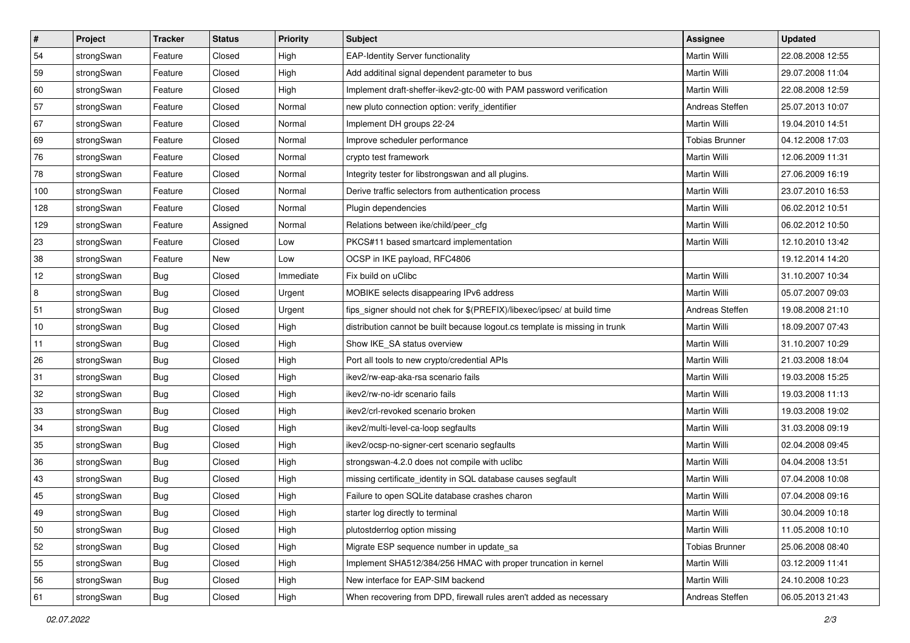| # | Project | Tracker | Status | Priority | Subject | Assignee | Updated |
|---|---|---|---|---|---|---|---|
| 54 | strongSwan | Feature | Closed | High | EAP-Identity Server functionality | Martin Willi | 22.08.2008 12:55 |
| 59 | strongSwan | Feature | Closed | High | Add additinal signal dependent parameter to bus | Martin Willi | 29.07.2008 11:04 |
| 60 | strongSwan | Feature | Closed | High | Implement draft-sheffer-ikev2-gtc-00 with PAM password verification | Martin Willi | 22.08.2008 12:59 |
| 57 | strongSwan | Feature | Closed | Normal | new pluto connection option: verify_identifier | Andreas Steffen | 25.07.2013 10:07 |
| 67 | strongSwan | Feature | Closed | Normal | Implement DH groups 22-24 | Martin Willi | 19.04.2010 14:51 |
| 69 | strongSwan | Feature | Closed | Normal | Improve scheduler performance | Tobias Brunner | 04.12.2008 17:03 |
| 76 | strongSwan | Feature | Closed | Normal | crypto test framework | Martin Willi | 12.06.2009 11:31 |
| 78 | strongSwan | Feature | Closed | Normal | Integrity tester for libstrongswan and all plugins. | Martin Willi | 27.06.2009 16:19 |
| 100 | strongSwan | Feature | Closed | Normal | Derive traffic selectors from authentication process | Martin Willi | 23.07.2010 16:53 |
| 128 | strongSwan | Feature | Closed | Normal | Plugin dependencies | Martin Willi | 06.02.2012 10:51 |
| 129 | strongSwan | Feature | Assigned | Normal | Relations between ike/child/peer_cfg | Martin Willi | 06.02.2012 10:50 |
| 23 | strongSwan | Feature | Closed | Low | PKCS#11 based smartcard implementation | Martin Willi | 12.10.2010 13:42 |
| 38 | strongSwan | Feature | New | Low | OCSP in IKE payload, RFC4806 | | 19.12.2014 14:20 |
| 12 | strongSwan | Bug | Closed | Immediate | Fix build on uClibc | Martin Willi | 31.10.2007 10:34 |
| 8 | strongSwan | Bug | Closed | Urgent | MOBIKE selects disappearing IPv6 address | Martin Willi | 05.07.2007 09:03 |
| 51 | strongSwan | Bug | Closed | Urgent | fips_signer should not chek for $(PREFIX)/libexec/ipsec/ at build time | Andreas Steffen | 19.08.2008 21:10 |
| 10 | strongSwan | Bug | Closed | High | distribution cannot be built because logout.cs template is missing in trunk | Martin Willi | 18.09.2007 07:43 |
| 11 | strongSwan | Bug | Closed | High | Show IKE_SA status overview | Martin Willi | 31.10.2007 10:29 |
| 26 | strongSwan | Bug | Closed | High | Port all tools to new crypto/credential APIs | Martin Willi | 21.03.2008 18:04 |
| 31 | strongSwan | Bug | Closed | High | ikev2/rw-eap-aka-rsa scenario fails | Martin Willi | 19.03.2008 15:25 |
| 32 | strongSwan | Bug | Closed | High | ikev2/rw-no-idr scenario fails | Martin Willi | 19.03.2008 11:13 |
| 33 | strongSwan | Bug | Closed | High | ikev2/crl-revoked scenario broken | Martin Willi | 19.03.2008 19:02 |
| 34 | strongSwan | Bug | Closed | High | ikev2/multi-level-ca-loop segfaults | Martin Willi | 31.03.2008 09:19 |
| 35 | strongSwan | Bug | Closed | High | ikev2/ocsp-no-signer-cert scenario segfaults | Martin Willi | 02.04.2008 09:45 |
| 36 | strongSwan | Bug | Closed | High | strongswan-4.2.0 does not compile with uclibc | Martin Willi | 04.04.2008 13:51 |
| 43 | strongSwan | Bug | Closed | High | missing certificate_identity in SQL database causes segfault | Martin Willi | 07.04.2008 10:08 |
| 45 | strongSwan | Bug | Closed | High | Failure to open SQLite database crashes charon | Martin Willi | 07.04.2008 09:16 |
| 49 | strongSwan | Bug | Closed | High | starter log directly to terminal | Martin Willi | 30.04.2009 10:18 |
| 50 | strongSwan | Bug | Closed | High | plutostderrlog option missing | Martin Willi | 11.05.2008 10:10 |
| 52 | strongSwan | Bug | Closed | High | Migrate ESP sequence number in update_sa | Tobias Brunner | 25.06.2008 08:40 |
| 55 | strongSwan | Bug | Closed | High | Implement SHA512/384/256 HMAC with proper truncation in kernel | Martin Willi | 03.12.2009 11:41 |
| 56 | strongSwan | Bug | Closed | High | New interface for EAP-SIM backend | Martin Willi | 24.10.2008 10:23 |
| 61 | strongSwan | Bug | Closed | High | When recovering from DPD, firewall rules aren't added as necessary | Andreas Steffen | 06.05.2013 21:43 |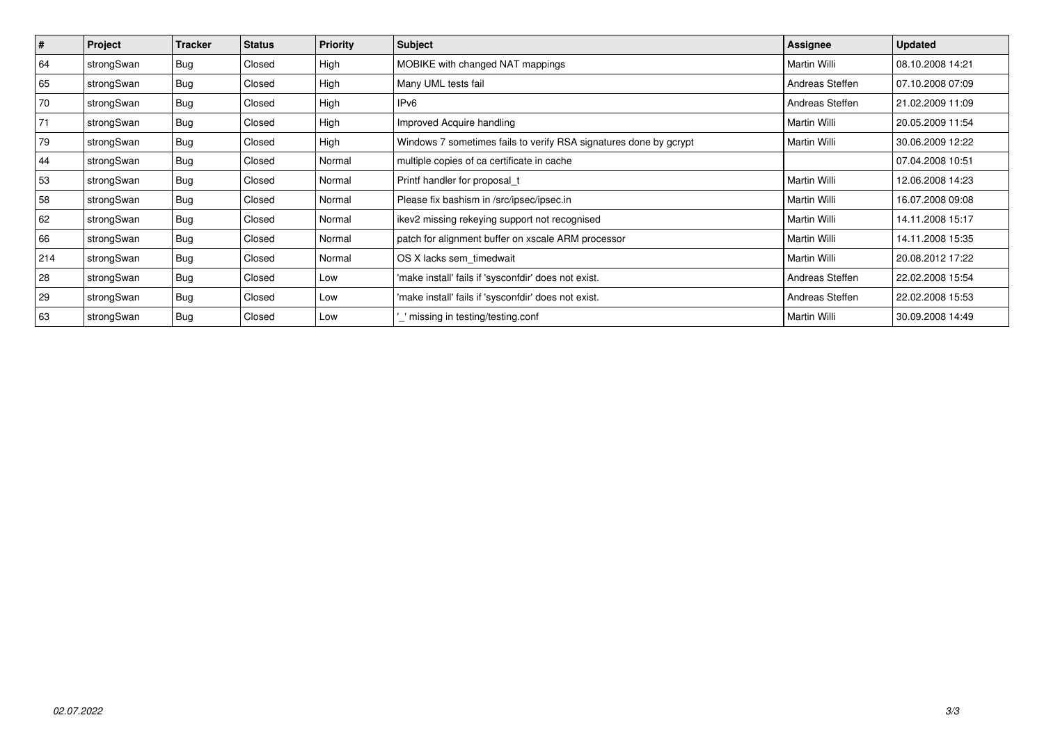| # | Project | Tracker | Status | Priority | Subject | Assignee | Updated |
|---|---|---|---|---|---|---|---|
| 64 | strongSwan | Bug | Closed | High | MOBIKE with changed NAT mappings | Martin Willi | 08.10.2008 14:21 |
| 65 | strongSwan | Bug | Closed | High | Many UML tests fail | Andreas Steffen | 07.10.2008 07:09 |
| 70 | strongSwan | Bug | Closed | High | IPv6 | Andreas Steffen | 21.02.2009 11:09 |
| 71 | strongSwan | Bug | Closed | High | Improved Acquire handling | Martin Willi | 20.05.2009 11:54 |
| 79 | strongSwan | Bug | Closed | High | Windows 7 sometimes fails to verify RSA signatures done by gcrypt | Martin Willi | 30.06.2009 12:22 |
| 44 | strongSwan | Bug | Closed | Normal | multiple copies of ca certificate in cache | | 07.04.2008 10:51 |
| 53 | strongSwan | Bug | Closed | Normal | Printf handler for proposal_t | Martin Willi | 12.06.2008 14:23 |
| 58 | strongSwan | Bug | Closed | Normal | Please fix bashism in /src/ipsec/ipsec.in | Martin Willi | 16.07.2008 09:08 |
| 62 | strongSwan | Bug | Closed | Normal | ikev2 missing rekeying support not recognised | Martin Willi | 14.11.2008 15:17 |
| 66 | strongSwan | Bug | Closed | Normal | patch for alignment buffer on xscale ARM processor | Martin Willi | 14.11.2008 15:35 |
| 214 | strongSwan | Bug | Closed | Normal | OS X lacks sem_timedwait | Martin Willi | 20.08.2012 17:22 |
| 28 | strongSwan | Bug | Closed | Low | 'make install' fails if 'sysconfdir' does not exist. | Andreas Steffen | 22.02.2008 15:54 |
| 29 | strongSwan | Bug | Closed | Low | 'make install' fails if 'sysconfdir' does not exist. | Andreas Steffen | 22.02.2008 15:53 |
| 63 | strongSwan | Bug | Closed | Low | '_' missing in testing/testing.conf | Martin Willi | 30.09.2008 14:49 |